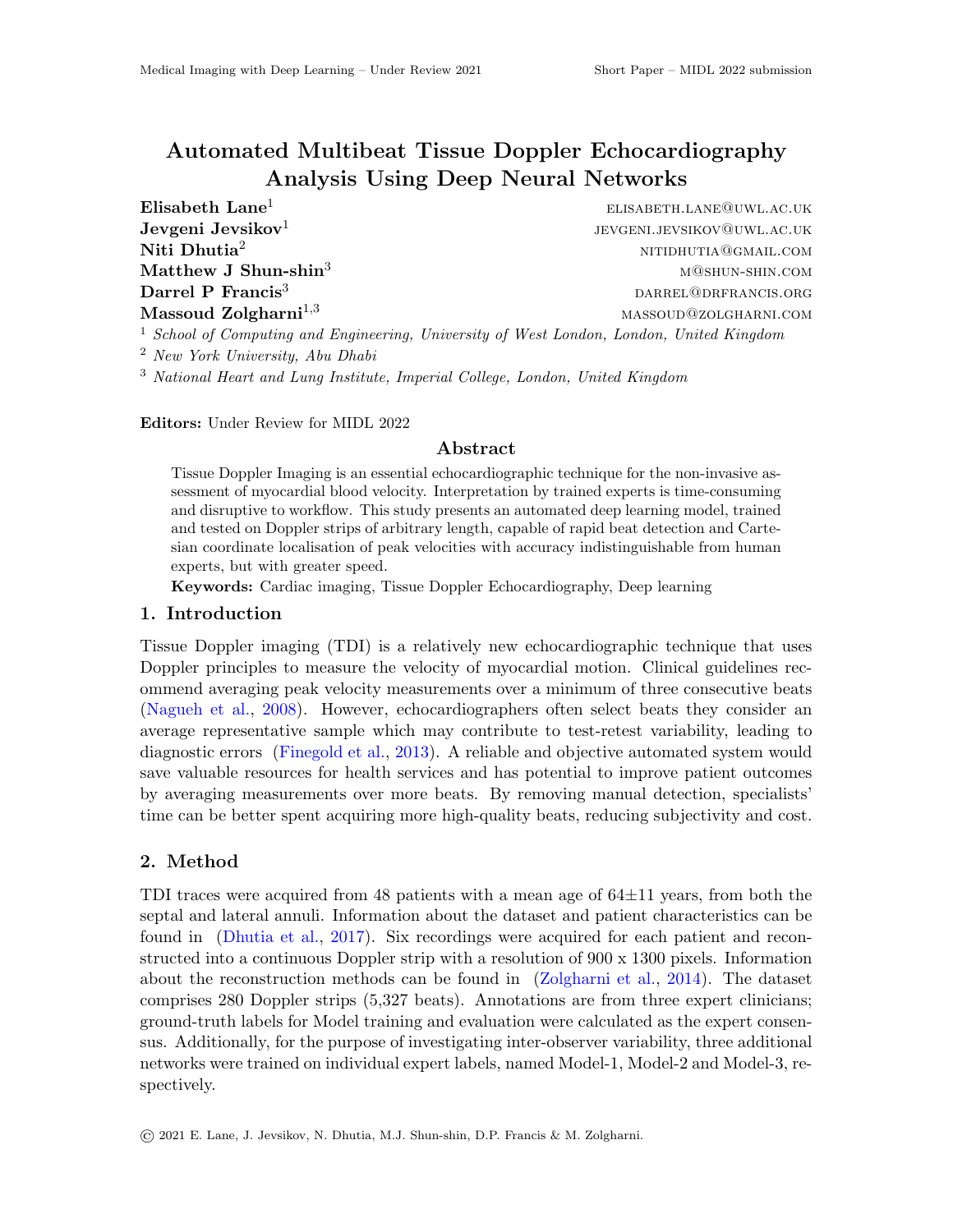# Automated Multibeat Tissue Doppler Echocardiography Analysis Using Deep Neural Networks

**Elisabeth Lane**[1] ELISABETH.LANE@UWL.AC.UK
**Jevgeni Jevsikov**[1] JEVGENI.JEVSIKOV@UWL.AC.UK
**Niti Dhutia**[2] NITIDHUTIA@GMAIL.COM
**Matthew J Shun-shin**[3] M@SHUN-SHIN.COM
**Darrel P Francis**[3] DARREL@DRFRANCIS.ORG
**Massoud Zolgharni**[1,3] MASSOUD@ZOLGHARNI.COM

[1] *School of Computing and Engineering, University of West London, London, United Kingdom*
[2] *New York University, Abu Dhabi*
[3] *National Heart and Lung Institute, Imperial College, London, United Kingdom*

**Editors:** Under Review for MIDL 2022

## Abstract

Tissue Doppler Imaging is an essential echocardiographic technique for the non-invasive assessment of myocardial blood velocity. Interpretation by trained experts is time-consuming and disruptive to workflow. This study presents an automated deep learning model, trained and tested on Doppler strips of arbitrary length, capable of rapid beat detection and Cartesian coordinate localisation of peak velocities with accuracy indistinguishable from human experts, but with greater speed.

**Keywords:** Cardiac imaging, Tissue Doppler Echocardiography, Deep learning

## 1. Introduction

Tissue Doppler imaging (TDI) is a relatively new echocardiographic technique that uses Doppler principles to measure the velocity of myocardial motion. Clinical guidelines recommend averaging peak velocity measurements over a minimum of three consecutive beats (Nagueh et al., 2008). However, echocardiographers often select beats they consider an average representative sample which may contribute to test-retest variability, leading to diagnostic errors (Finegold et al., 2013). A reliable and objective automated system would save valuable resources for health services and has potential to improve patient outcomes by averaging measurements over more beats. By removing manual detection, specialists' time can be better spent acquiring more high-quality beats, reducing subjectivity and cost.

## 2. Method

TDI traces were acquired from 48 patients with a mean age of 64±11 years, from both the septal and lateral annuli. Information about the dataset and patient characteristics can be found in (Dhutia et al., 2017). Six recordings were acquired for each patient and reconstructed into a continuous Doppler strip with a resolution of 900 x 1300 pixels. Information about the reconstruction methods can be found in (Zolgharni et al., 2014). The dataset comprises 280 Doppler strips (5,327 beats). Annotations are from three expert clinicians; ground-truth labels for Model training and evaluation were calculated as the expert consensus. Additionally, for the purpose of investigating inter-observer variability, three additional networks were trained on individual expert labels, named Model-1, Model-2 and Model-3, respectively.

© 2021 E. Lane, J. Jevsikov, N. Dhutia, M.J. Shun-shin, D.P. Francis & M. Zolgharni.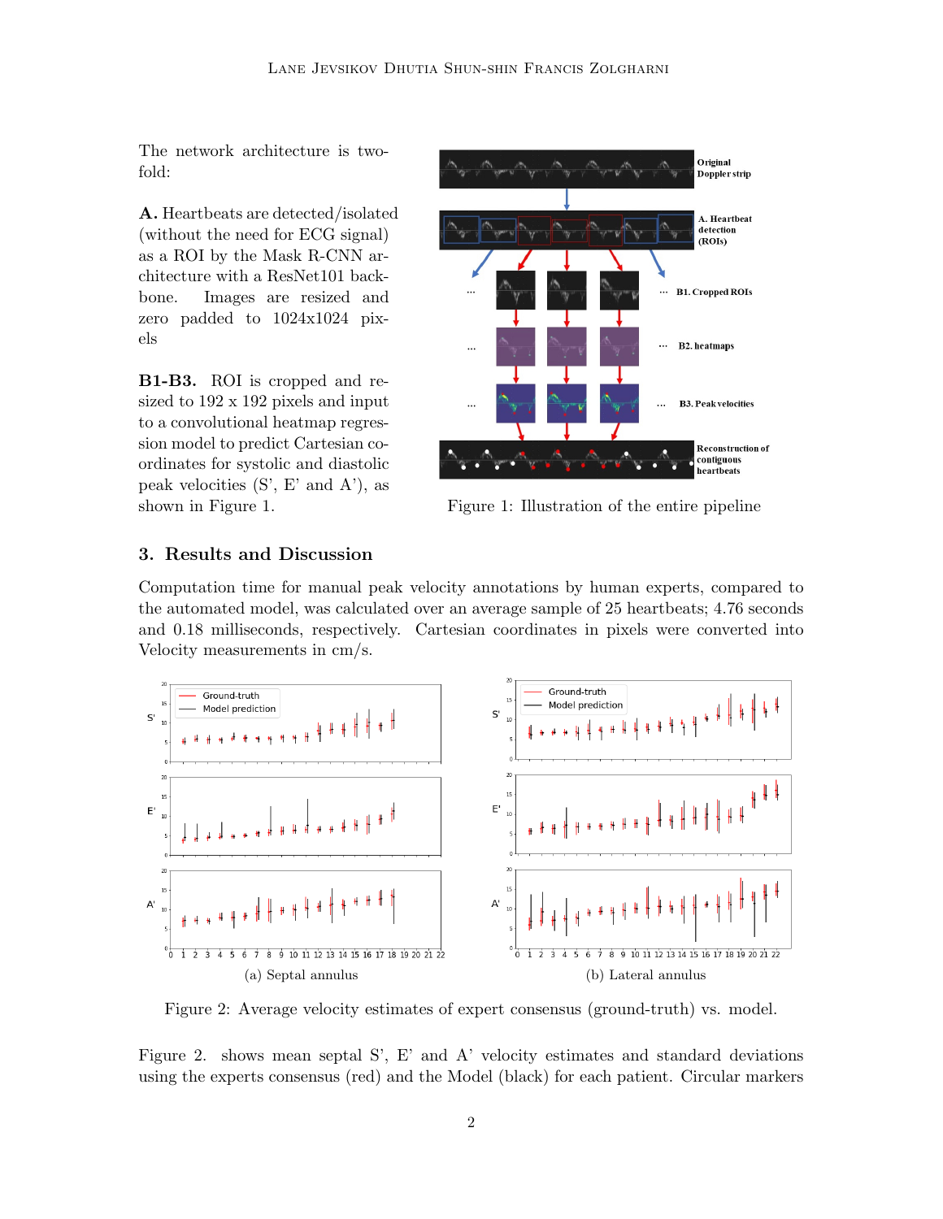The network architecture is two-fold:

**A.** Heartbeats are detected/isolated (without the need for ECG signal) as a ROI by the Mask R-CNN architecture with a ResNet101 backbone. Images are resized and zero padded to 1024x1024 pixels

**B1-B3.** ROI is cropped and resized to 192 x 192 pixels and input to a convolutional heatmap regression model to predict Cartesian coordinates for systolic and diastolic peak velocities (S', E' and A'), as shown in Figure 1.

Figure 1: Illustration of the entire pipeline

## 3. Results and Discussion

Computation time for manual peak velocity annotations by human experts, compared to the automated model, was calculated over an average sample of 25 heartbeats; 4.76 seconds and 0.18 milliseconds, respectively. Cartesian coordinates in pixels were converted into Velocity measurements in cm/s.

(a) Septal annulus

(b) Lateral annulus

Figure 2: Average velocity estimates of expert consensus (ground-truth) vs. model.

Figure 2. shows mean septal S', E' and A' velocity estimates and standard deviations using the experts consensus (red) and the Model (black) for each patient. Circular markers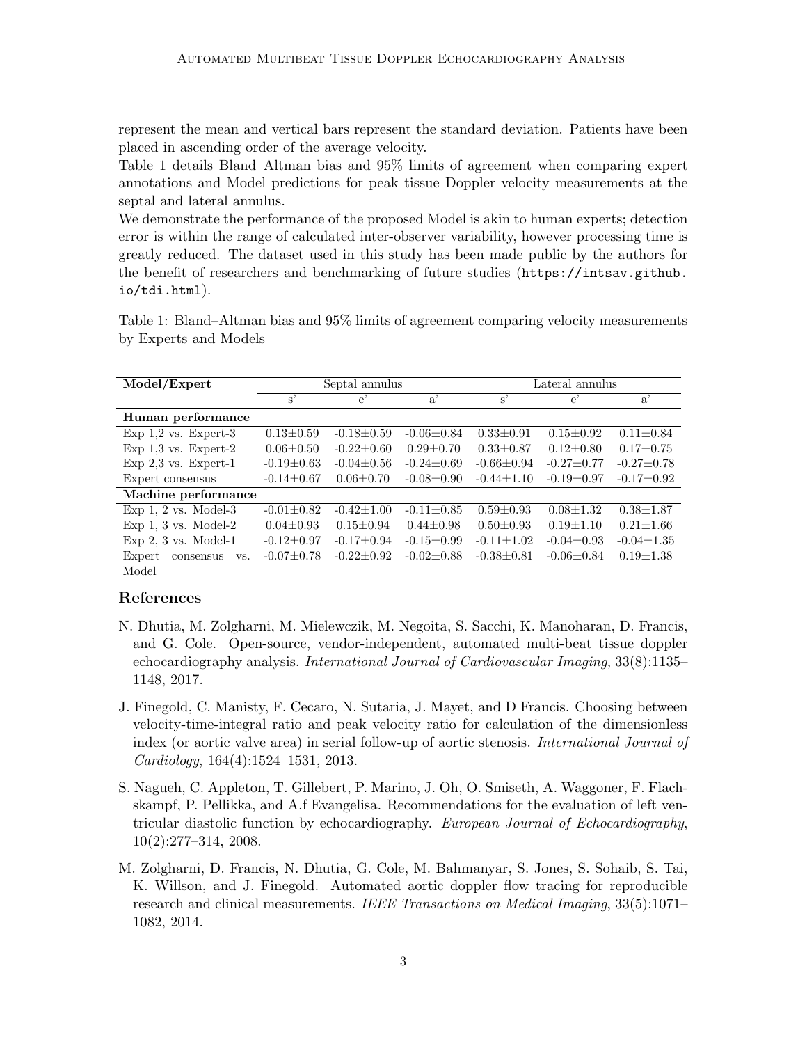represent the mean and vertical bars represent the standard deviation. Patients have been placed in ascending order of the average velocity.

Table 1 details Bland–Altman bias and 95% limits of agreement when comparing expert annotations and Model predictions for peak tissue Doppler velocity measurements at the septal and lateral annulus.

We demonstrate the performance of the proposed Model is akin to human experts; detection error is within the range of calculated inter-observer variability, however processing time is greatly reduced. The dataset used in this study has been made public by the authors for the benefit of researchers and benchmarking of future studies (`https://intsav.github.io/tdi.html`).

Table 1: Bland–Altman bias and 95% limits of agreement comparing velocity measurements by Experts and Models

| **Model/Expert** | Septal annulus | | | Lateral annulus | | |
|---|---|---|---|---|---|---|
| | s' | e' | a' | s' | e' | a' |
| **Human performance** | | | | | | |
| Exp 1,2 vs. Expert-3 | 0.13±0.59 | -0.18±0.59 | -0.06±0.84 | 0.33±0.91 | 0.15±0.92 | 0.11±0.84 |
| Exp 1,3 vs. Expert-2 | 0.06±0.50 | -0.22±0.60 | 0.29±0.70 | 0.33±0.87 | 0.12±0.80 | 0.17±0.75 |
| Exp 2,3 vs. Expert-1 | -0.19±0.63 | -0.04±0.56 | -0.24±0.69 | -0.66±0.94 | -0.27±0.77 | -0.27±0.78 |
| Expert consensus | -0.14±0.67 | 0.06±0.70 | -0.08±0.90 | -0.44±1.10 | -0.19±0.97 | -0.17±0.92 |
| **Machine performance** | | | | | | |
| Exp 1, 2 vs. Model-3 | -0.01±0.82 | -0.42±1.00 | -0.11±0.85 | 0.59±0.93 | 0.08±1.32 | 0.38±1.87 |
| Exp 1, 3 vs. Model-2 | 0.04±0.93 | 0.15±0.94 | 0.44±0.98 | 0.50±0.93 | 0.19±1.10 | 0.21±1.66 |
| Exp 2, 3 vs. Model-1 | -0.12±0.97 | -0.17±0.94 | -0.15±0.99 | -0.11±1.02 | -0.04±0.93 | -0.04±1.35 |
| Expert consensus vs. Model | -0.07±0.78 | -0.22±0.92 | -0.02±0.88 | -0.38±0.81 | -0.06±0.84 | 0.19±1.38 |

## References

N. Dhutia, M. Zolgharni, M. Mielewczik, M. Negoita, S. Sacchi, K. Manoharan, D. Francis, and G. Cole. Open-source, vendor-independent, automated multi-beat tissue doppler echocardiography analysis. *International Journal of Cardiovascular Imaging*, 33(8):1135–1148, 2017.

J. Finegold, C. Manisty, F. Cecaro, N. Sutaria, J. Mayet, and D Francis. Choosing between velocity-time-integral ratio and peak velocity ratio for calculation of the dimensionless index (or aortic valve area) in serial follow-up of aortic stenosis. *International Journal of Cardiology*, 164(4):1524–1531, 2013.

S. Nagueh, C. Appleton, T. Gillebert, P. Marino, J. Oh, O. Smiseth, A. Waggoner, F. Flachskampf, P. Pellikka, and A.f Evangelisa. Recommendations for the evaluation of left ventricular diastolic function by echocardiography. *European Journal of Echocardiography*, 10(2):277–314, 2008.

M. Zolgharni, D. Francis, N. Dhutia, G. Cole, M. Bahmanyar, S. Jones, S. Sohaib, S. Tai, K. Willson, and J. Finegold. Automated aortic doppler flow tracing for reproducible research and clinical measurements. *IEEE Transactions on Medical Imaging*, 33(5):1071–1082, 2014.